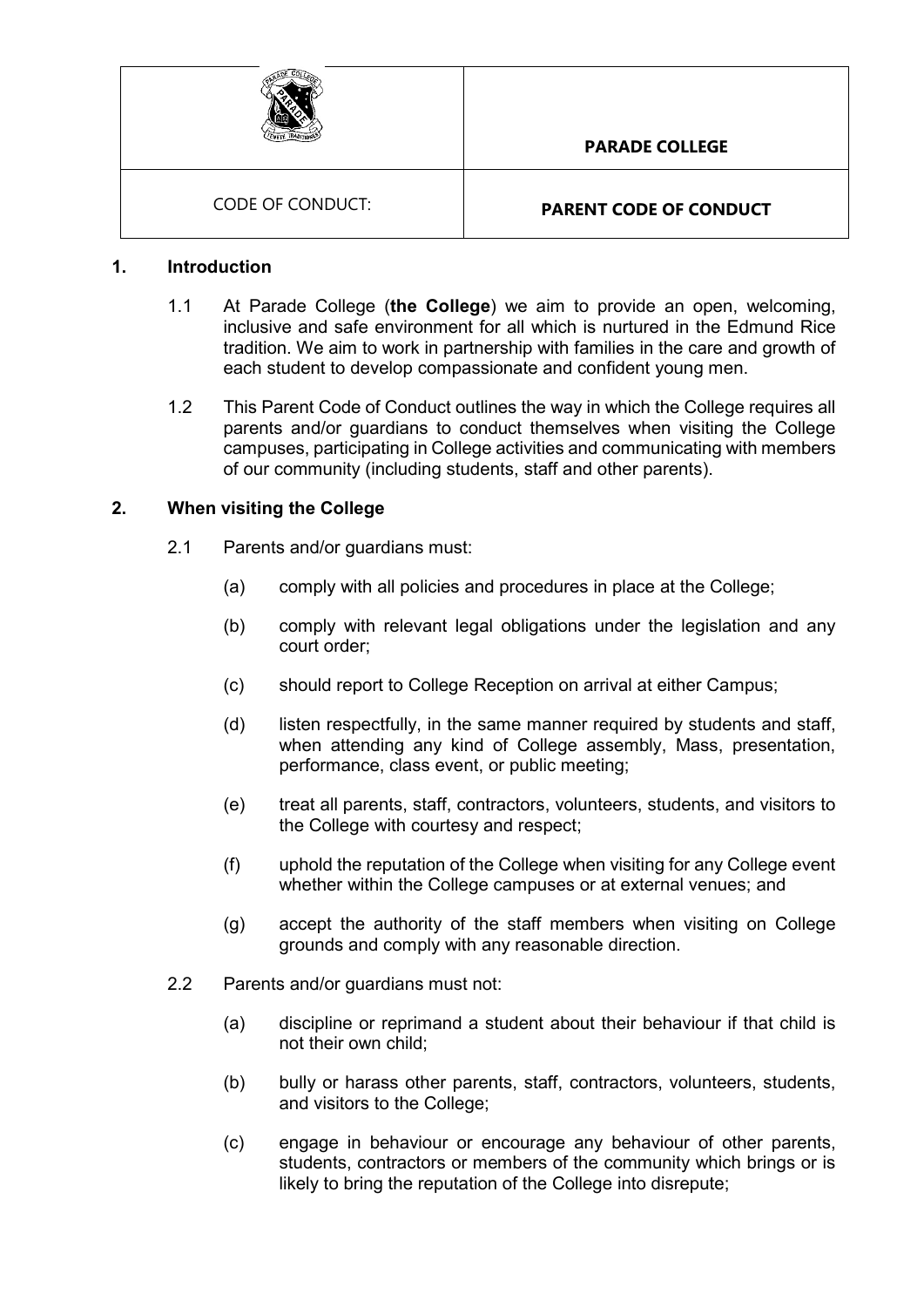| | PARADE COLLEGE |
| --- | --- |
| CODE OF CONDUCT: | **PARENT CODE OF CONDUCT** |

## 1. Introduction

1.1 At Parade College (**the College**) we aim to provide an open, welcoming, inclusive and safe environment for all which is nurtured in the Edmund Rice tradition. We aim to work in partnership with families in the care and growth of each student to develop compassionate and confident young men.

1.2 This Parent Code of Conduct outlines the way in which the College requires all parents and/or guardians to conduct themselves when visiting the College campuses, participating in College activities and communicating with members of our community (including students, staff and other parents).

## 2. When visiting the College

2.1 Parents and/or guardians must:

(a) comply with all policies and procedures in place at the College;

(b) comply with relevant legal obligations under the legislation and any court order;

(c) should report to College Reception on arrival at either Campus;

(d) listen respectfully, in the same manner required by students and staff, when attending any kind of College assembly, Mass, presentation, performance, class event, or public meeting;

(e) treat all parents, staff, contractors, volunteers, students, and visitors to the College with courtesy and respect;

(f) uphold the reputation of the College when visiting for any College event whether within the College campuses or at external venues; and

(g) accept the authority of the staff members when visiting on College grounds and comply with any reasonable direction.

2.2 Parents and/or guardians must not:

(a) discipline or reprimand a student about their behaviour if that child is not their own child;

(b) bully or harass other parents, staff, contractors, volunteers, students, and visitors to the College;

(c) engage in behaviour or encourage any behaviour of other parents, students, contractors or members of the community which brings or is likely to bring the reputation of the College into disrepute;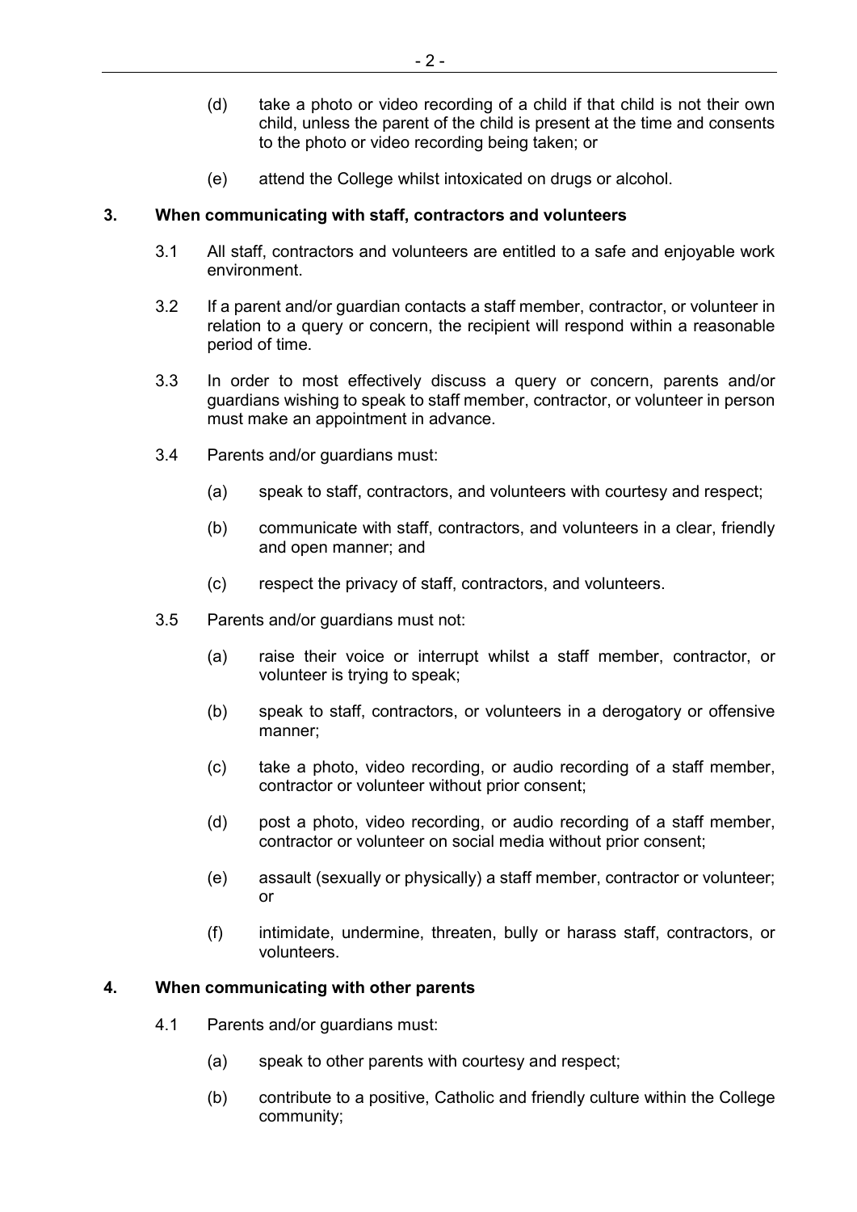(d) take a photo or video recording of a child if that child is not their own child, unless the parent of the child is present at the time and consents to the photo or video recording being taken; or

(e) attend the College whilst intoxicated on drugs or alcohol.

## 3. When communicating with staff, contractors and volunteers

3.1 All staff, contractors and volunteers are entitled to a safe and enjoyable work environment.

3.2 If a parent and/or guardian contacts a staff member, contractor, or volunteer in relation to a query or concern, the recipient will respond within a reasonable period of time.

3.3 In order to most effectively discuss a query or concern, parents and/or guardians wishing to speak to staff member, contractor, or volunteer in person must make an appointment in advance.

3.4 Parents and/or guardians must:

(a) speak to staff, contractors, and volunteers with courtesy and respect;

(b) communicate with staff, contractors, and volunteers in a clear, friendly and open manner; and

(c) respect the privacy of staff, contractors, and volunteers.

3.5 Parents and/or guardians must not:

(a) raise their voice or interrupt whilst a staff member, contractor, or volunteer is trying to speak;

(b) speak to staff, contractors, or volunteers in a derogatory or offensive manner;

(c) take a photo, video recording, or audio recording of a staff member, contractor or volunteer without prior consent;

(d) post a photo, video recording, or audio recording of a staff member, contractor or volunteer on social media without prior consent;

(e) assault (sexually or physically) a staff member, contractor or volunteer; or

(f) intimidate, undermine, threaten, bully or harass staff, contractors, or volunteers.

## 4. When communicating with other parents

4.1 Parents and/or guardians must:

(a) speak to other parents with courtesy and respect;

(b) contribute to a positive, Catholic and friendly culture within the College community;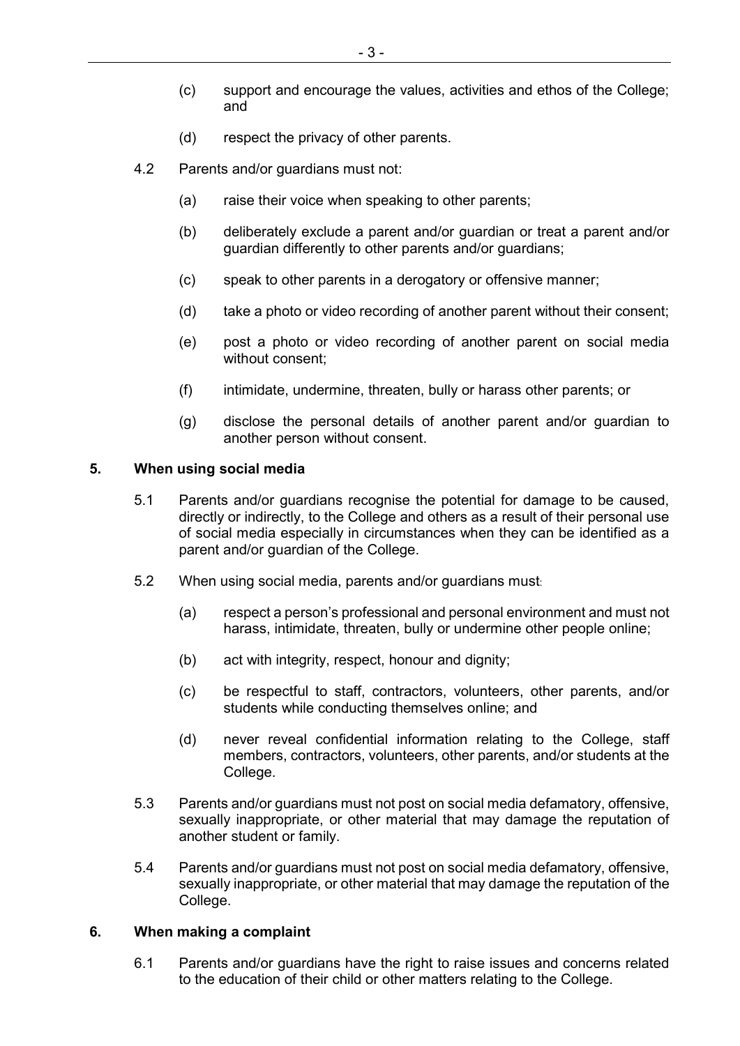(c) support and encourage the values, activities and ethos of the College; and

(d) respect the privacy of other parents.

4.2 Parents and/or guardians must not:

(a) raise their voice when speaking to other parents;

(b) deliberately exclude a parent and/or guardian or treat a parent and/or guardian differently to other parents and/or guardians;

(c) speak to other parents in a derogatory or offensive manner;

(d) take a photo or video recording of another parent without their consent;

(e) post a photo or video recording of another parent on social media without consent;

(f) intimidate, undermine, threaten, bully or harass other parents; or

(g) disclose the personal details of another parent and/or guardian to another person without consent.

## 5. When using social media

5.1 Parents and/or guardians recognise the potential for damage to be caused, directly or indirectly, to the College and others as a result of their personal use of social media especially in circumstances when they can be identified as a parent and/or guardian of the College.

5.2 When using social media, parents and/or guardians must:

(a) respect a person's professional and personal environment and must not harass, intimidate, threaten, bully or undermine other people online;

(b) act with integrity, respect, honour and dignity;

(c) be respectful to staff, contractors, volunteers, other parents, and/or students while conducting themselves online; and

(d) never reveal confidential information relating to the College, staff members, contractors, volunteers, other parents, and/or students at the College.

5.3 Parents and/or guardians must not post on social media defamatory, offensive, sexually inappropriate, or other material that may damage the reputation of another student or family.

5.4 Parents and/or guardians must not post on social media defamatory, offensive, sexually inappropriate, or other material that may damage the reputation of the College.

## 6. When making a complaint

6.1 Parents and/or guardians have the right to raise issues and concerns related to the education of their child or other matters relating to the College.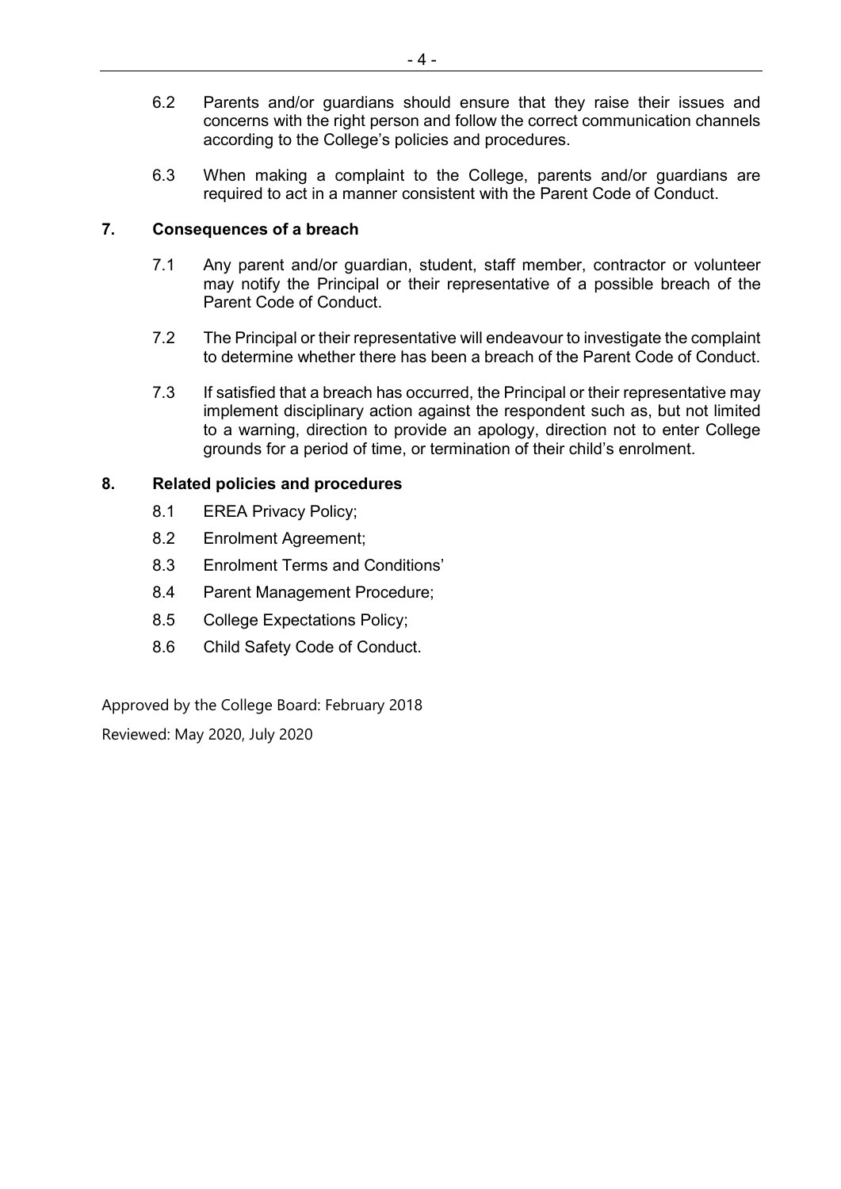6.2 Parents and/or guardians should ensure that they raise their issues and concerns with the right person and follow the correct communication channels according to the College's policies and procedures.

6.3 When making a complaint to the College, parents and/or guardians are required to act in a manner consistent with the Parent Code of Conduct.

## 7. Consequences of a breach

7.1 Any parent and/or guardian, student, staff member, contractor or volunteer may notify the Principal or their representative of a possible breach of the Parent Code of Conduct.

7.2 The Principal or their representative will endeavour to investigate the complaint to determine whether there has been a breach of the Parent Code of Conduct.

7.3 If satisfied that a breach has occurred, the Principal or their representative may implement disciplinary action against the respondent such as, but not limited to a warning, direction to provide an apology, direction not to enter College grounds for a period of time, or termination of their child's enrolment.

## 8. Related policies and procedures

8.1 EREA Privacy Policy;

8.2 Enrolment Agreement;

8.3 Enrolment Terms and Conditions'

8.4 Parent Management Procedure;

8.5 College Expectations Policy;

8.6 Child Safety Code of Conduct.

Approved by the College Board: February 2018

Reviewed: May 2020, July 2020